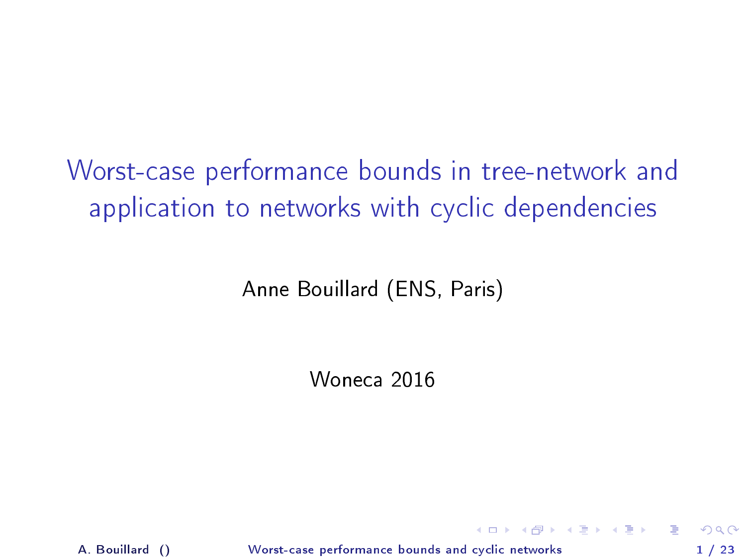# Worst-case performance bounds in tree-network and application to networks with cyclic dependencies

Anne Bouillard (ENS, Paris)

Woneca 2016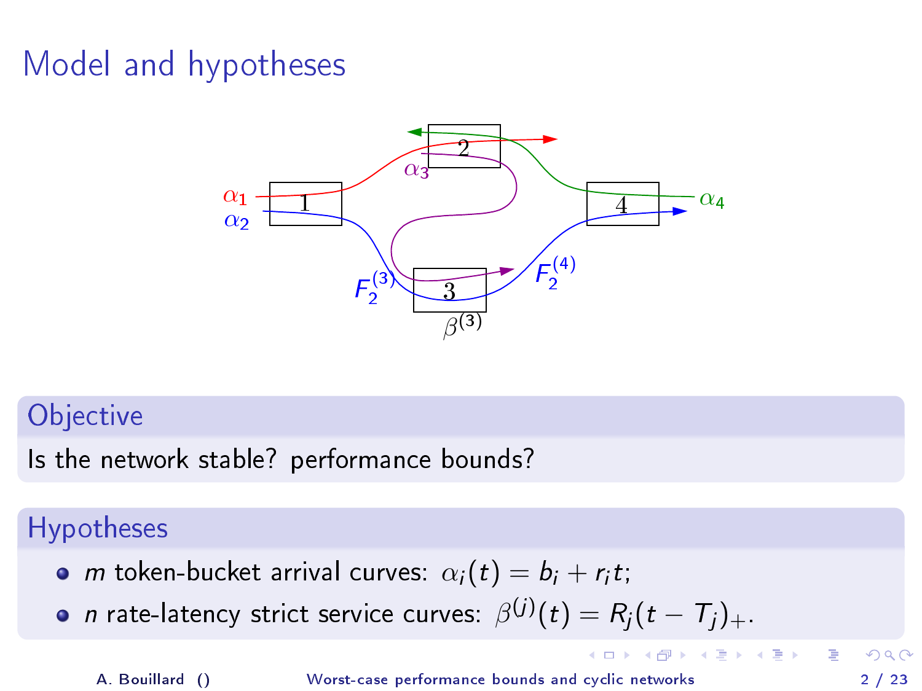# Model and hypotheses

## Objective

Is the network stable? performance bounds?

## Hypotheses

- $m$ token-bucket arrival curves: $\alpha_i(t) = b_i + r_i t$;
- $n$ rate-latency strict service curves: $\beta^{(j)}(t) = R_j(t - T_j)_+$.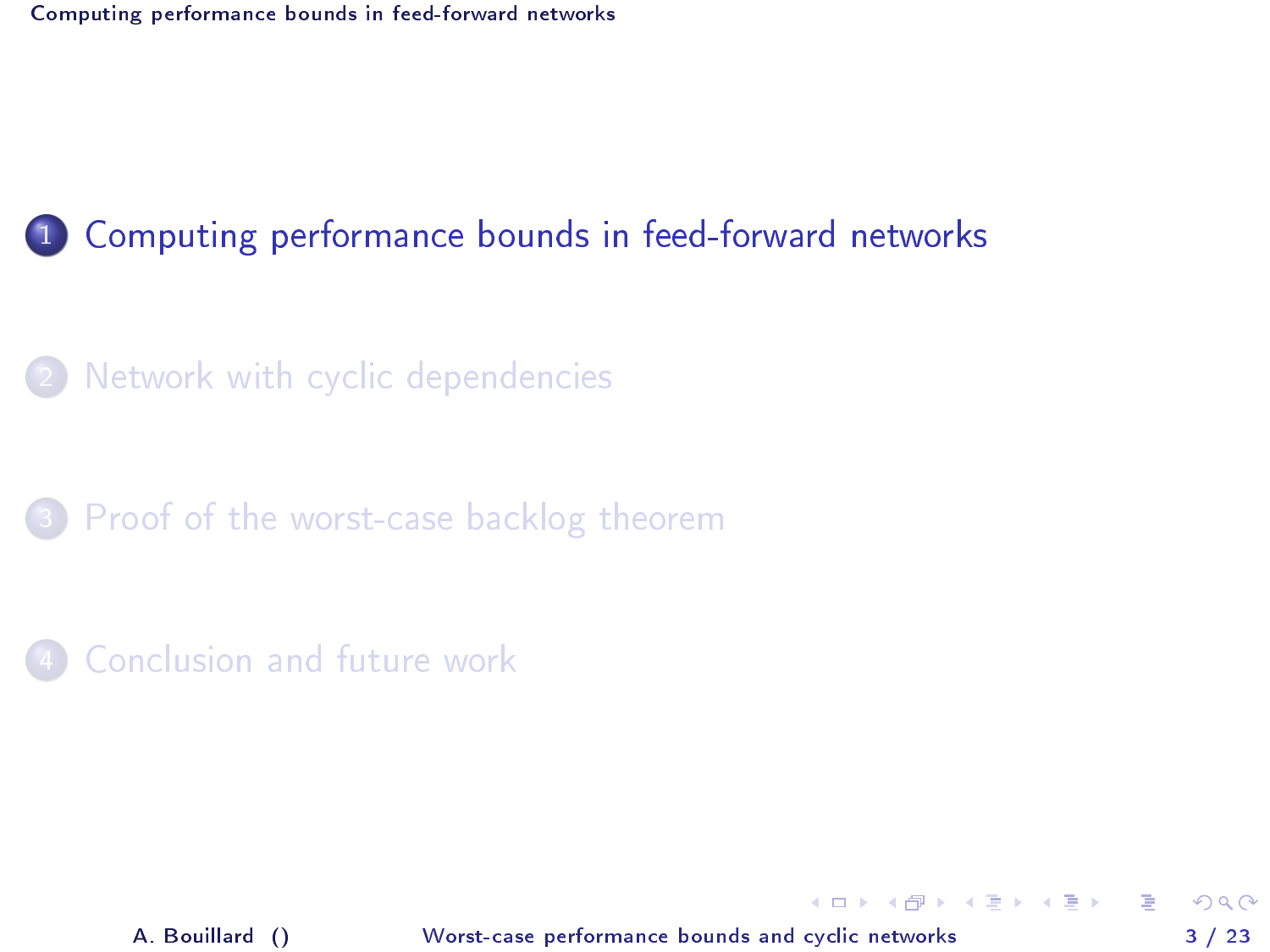1. Computing performance bounds in feed-forward networks
2. Network with cyclic dependencies
3. Proof of the worst-case backlog theorem
4. Conclusion and future work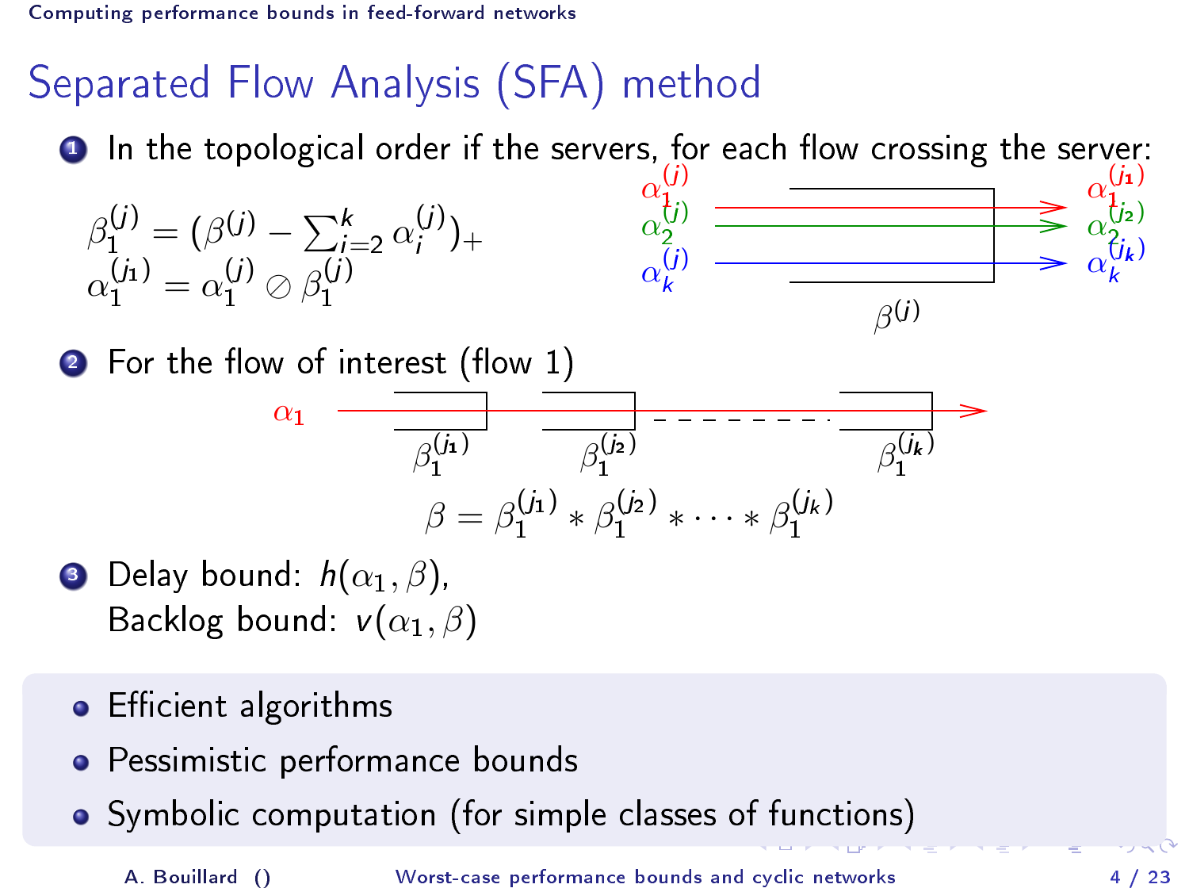# Separated Flow Analysis (SFA) method

1. In the topological order if the servers, for each flow crossing the server:

$$\beta_1^{(j)} = (\beta^{(j)} - \sum_{i=2}^{k} \alpha_i^{(j)})_+$$
$$\alpha_1^{(j_1)} = \alpha_1^{(j)} \oslash \beta_1^{(j)}$$

2. For the flow of interest (flow 1)

$$\beta = \beta_1^{(j_1)} * \beta_1^{(j_2)} * \cdots * \beta_1^{(j_k)}$$

3. Delay bound: $h(\alpha_1, \beta)$,
   Backlog bound: $v(\alpha_1, \beta)$

- Efficient algorithms
- Pessimistic performance bounds
- Symbolic computation (for simple classes of functions)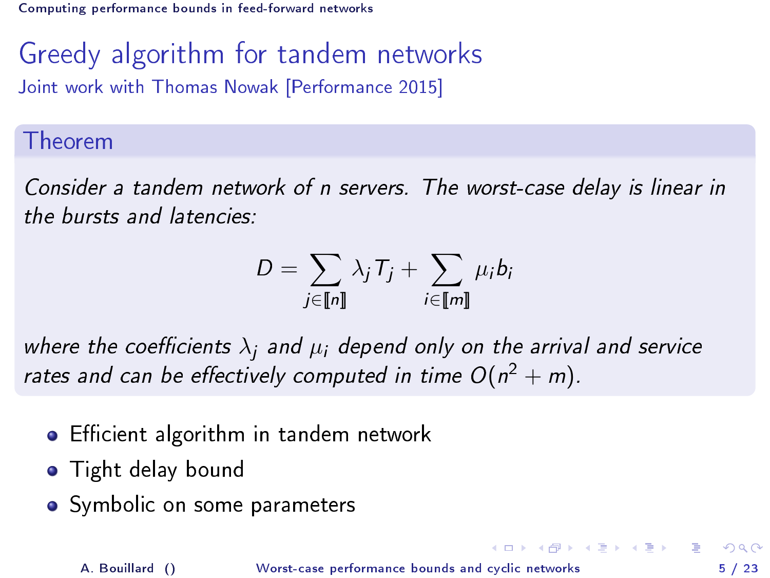# Greedy algorithm for tandem networks

Joint work with Thomas Nowak [Performance 2015]

### Theorem

*Consider a tandem network of n servers. The worst-case delay is linear in the bursts and latencies:*

$$D = \sum_{j \in [\![n]\!]} \lambda_j T_j + \sum_{i \in [\![m]\!]} \mu_i b_i$$

*where the coefficients $\lambda_j$ and $\mu_i$ depend only on the arrival and service rates and can be effectively computed in time $O(n^2 + m)$.*

- Efficient algorithm in tandem network
- Tight delay bound
- Symbolic on some parameters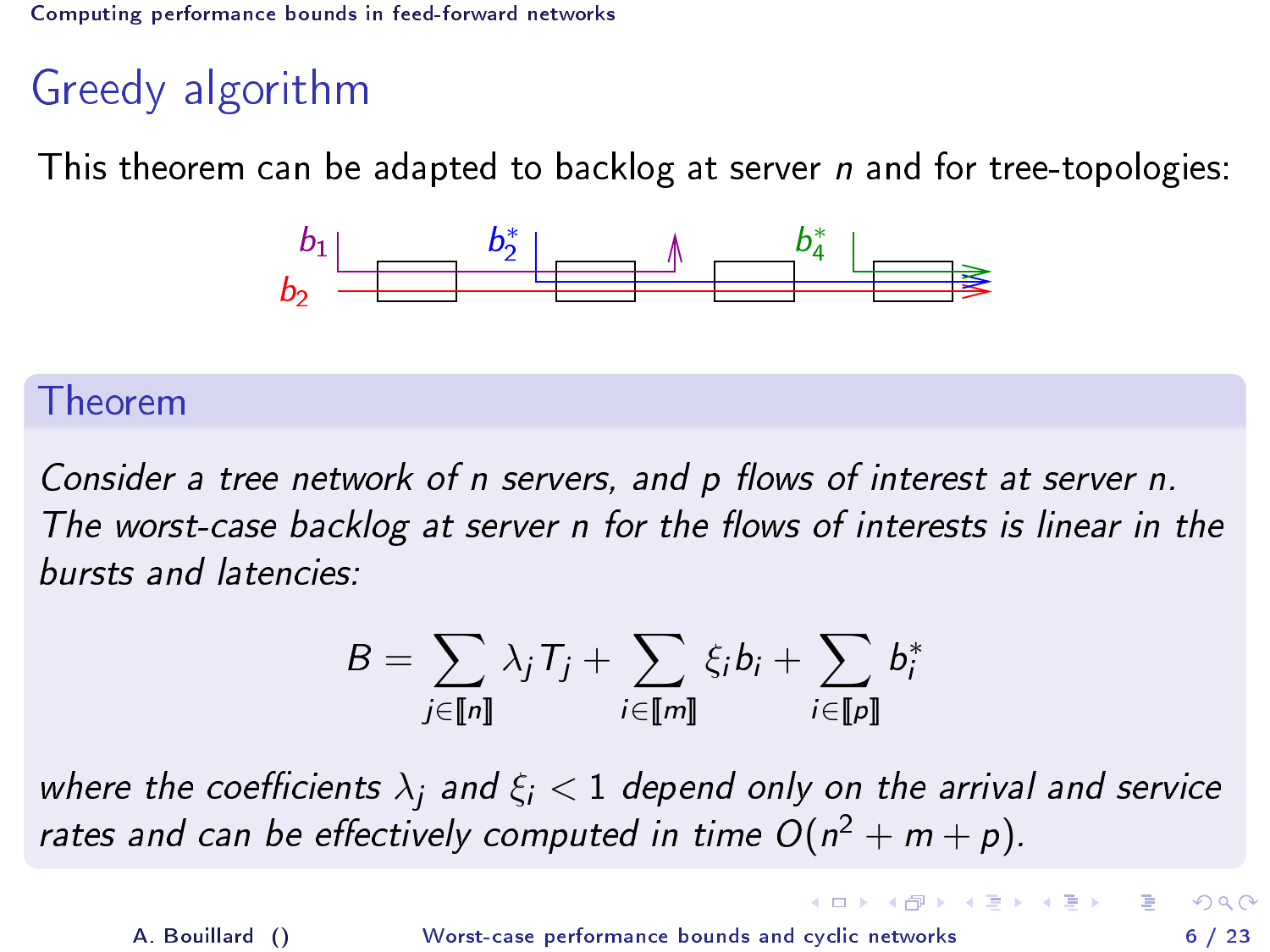# Greedy algorithm

This theorem can be adapted to backlog at server $n$ and for tree-topologies:

## Theorem

*Consider a tree network of $n$ servers, and $p$ flows of interest at server $n$. The worst-case backlog at server $n$ for the flows of interests is linear in the bursts and latencies:*

$$B = \sum_{j \in [\![n]\!]} \lambda_j T_j + \sum_{i \in [\![m]\!]} \xi_i b_i + \sum_{i \in [\![p]\!]} b_i^*$$

*where the coefficients $\lambda_j$ and $\xi_i < 1$ depend only on the arrival and service rates and can be effectively computed in time $O(n^2 + m + p)$.*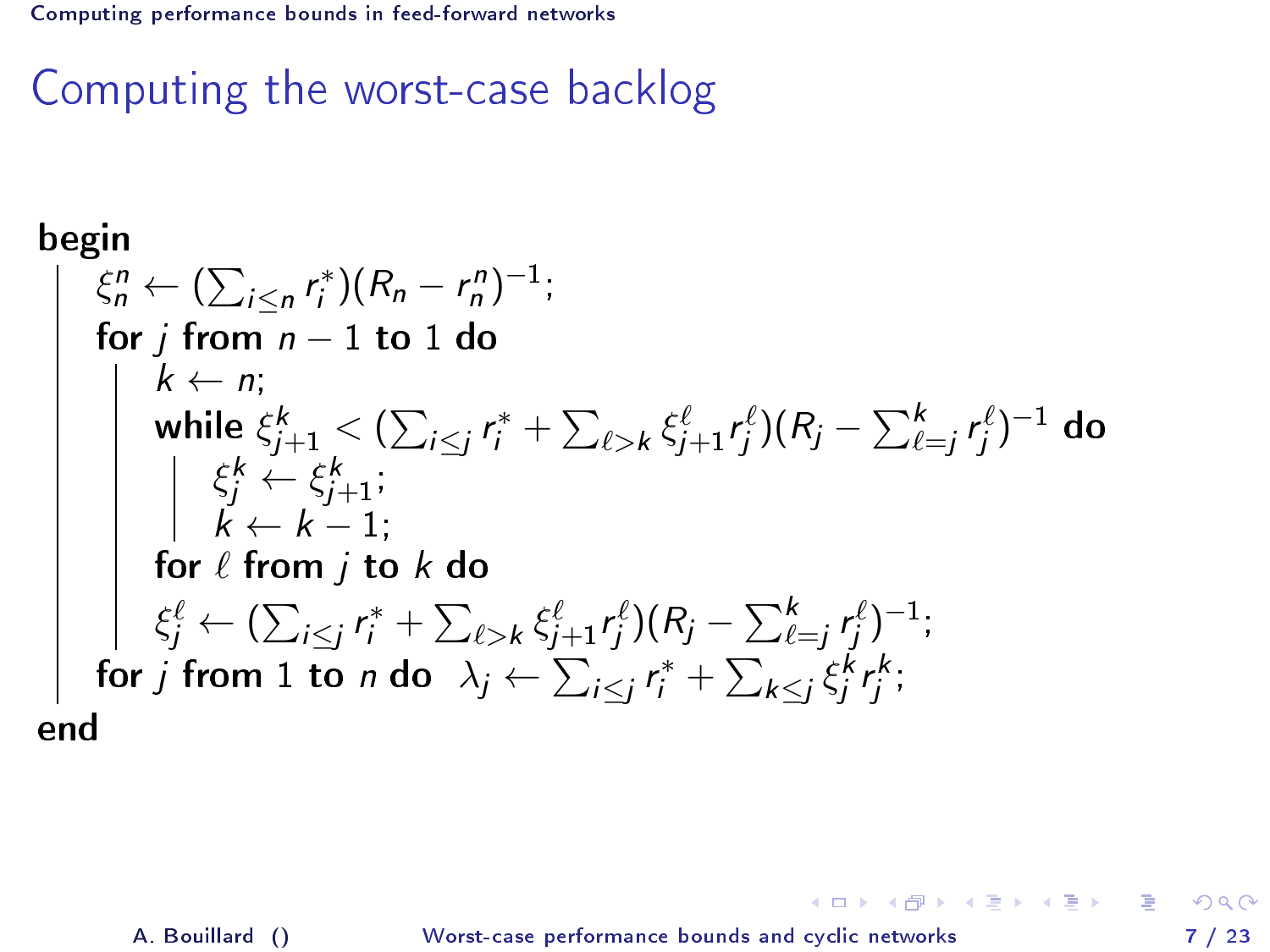## Computing the worst-case backlog

**begin**

- $\xi_n^n \leftarrow (\sum_{i \leq n} r_i^*)(R_n - r_n^n)^{-1}$;
- **for** $j$ **from** $n-1$ **to** $1$ **do**
  - $k \leftarrow n$;
  - **while** $\xi_{j+1}^k < (\sum_{i \leq j} r_i^* + \sum_{\ell > k} \xi_{j+1}^\ell r_j^\ell)(R_j - \sum_{\ell=j}^k r_j^\ell)^{-1}$ **do**
    - $\xi_j^k \leftarrow \xi_{j+1}^k$;
    - $k \leftarrow k-1$;
  - **for** $\ell$ **from** $j$ **to** $k$ **do**
  - $\xi_j^\ell \leftarrow (\sum_{i \leq j} r_i^* + \sum_{\ell > k} \xi_{j+1}^\ell r_j^\ell)(R_j - \sum_{\ell=j}^k r_j^\ell)^{-1}$;
- **for** $j$ **from** $1$ **to** $n$ **do** $\lambda_j \leftarrow \sum_{i \leq j} r_i^* + \sum_{k \leq j} \xi_j^k r_j^k$;

**end**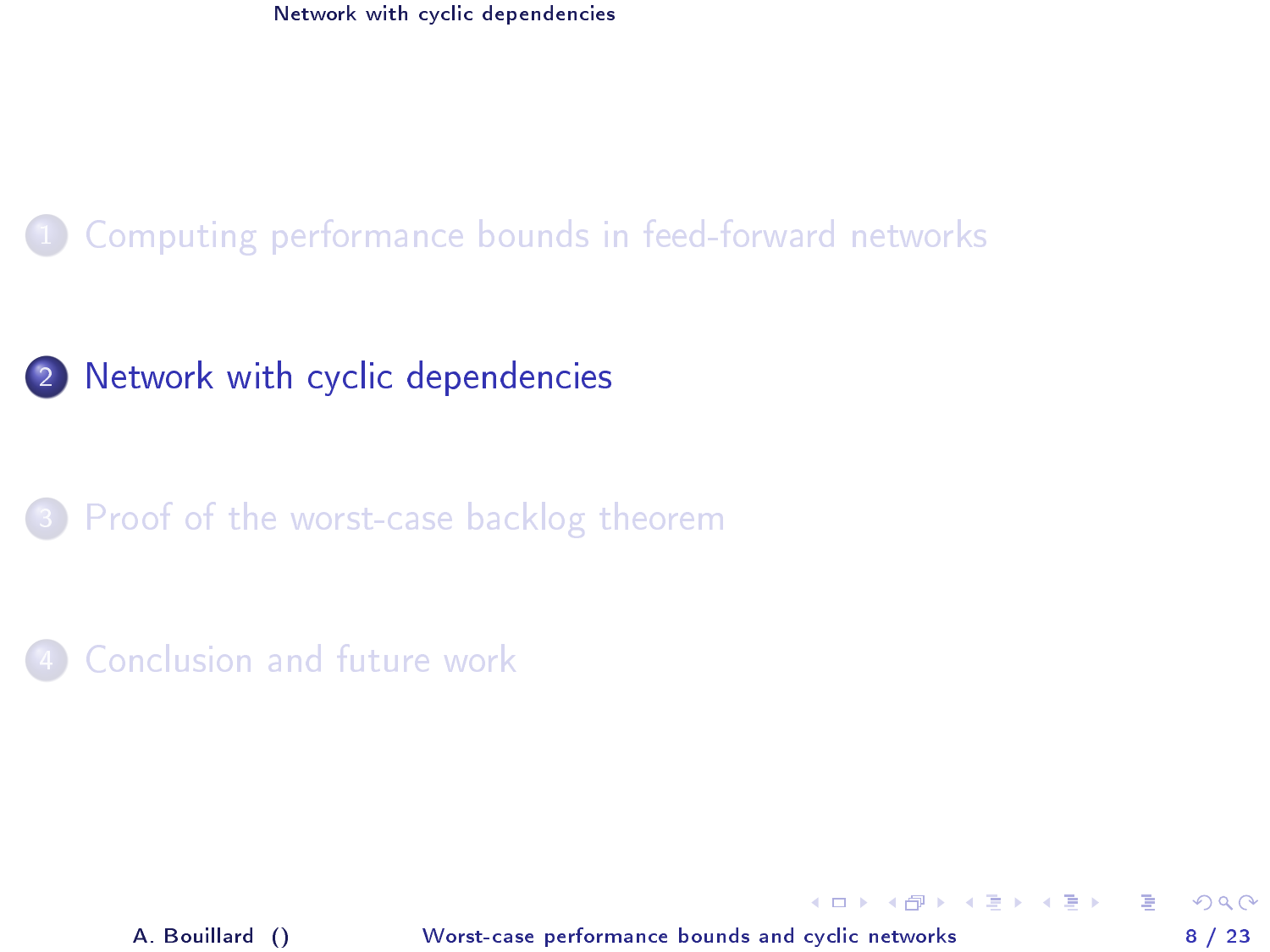1. Computing performance bounds in feed-forward networks
2. **Network with cyclic dependencies**
3. Proof of the worst-case backlog theorem
4. Conclusion and future work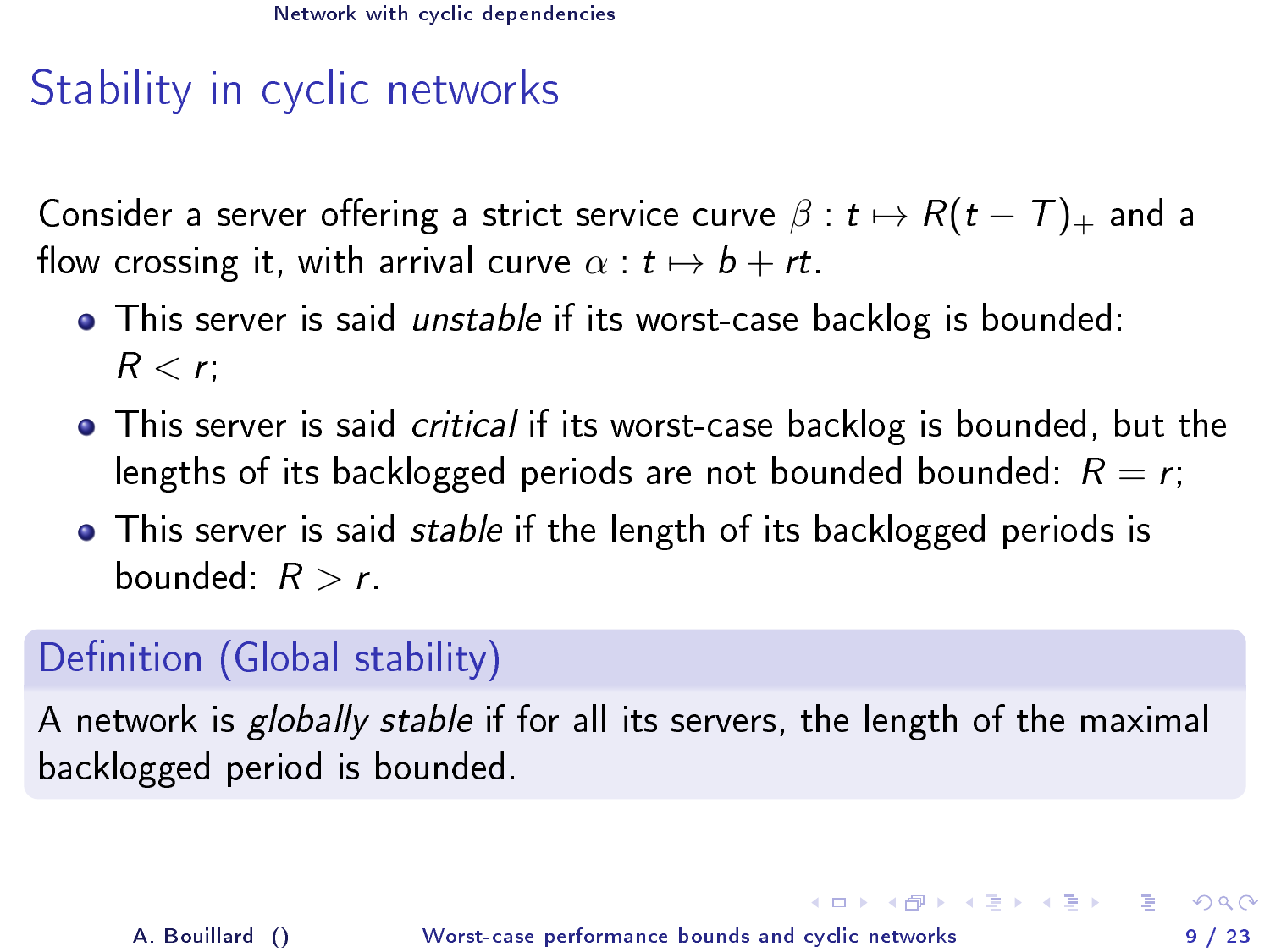# Stability in cyclic networks

Consider a server offering a strict service curve $\beta : t \mapsto R(t - T)_+$ and a flow crossing it, with arrival curve $\alpha : t \mapsto b + rt$.

- This server is said *unstable* if its worst-case backlog is bounded: $R < r$;
- This server is said *critical* if its worst-case backlog is bounded, but the lengths of its backlogged periods are not bounded bounded: $R = r$;
- This server is said *stable* if the length of its backlogged periods is bounded: $R > r$.

**Definition (Global stability)**

A network is *globally stable* if for all its servers, the length of the maximal backlogged period is bounded.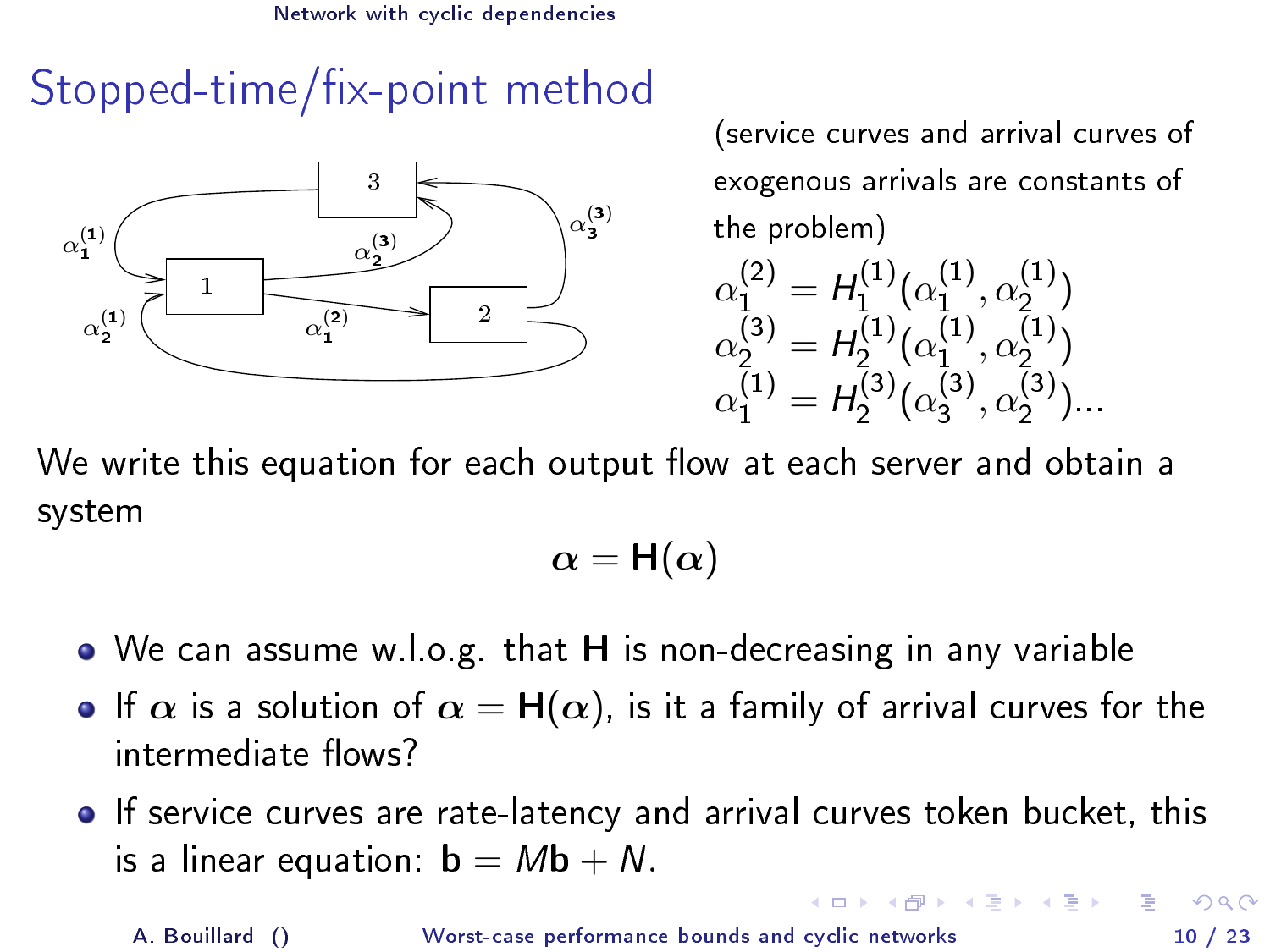# Stopped-time/fix-point method

(service curves and arrival curves of exogenous arrivals are constants of the problem)

$$\alpha_1^{(2)} = H_1^{(1)}(\alpha_1^{(1)}, \alpha_2^{(1)})$$
$$\alpha_2^{(3)} = H_2^{(1)}(\alpha_1^{(1)}, \alpha_2^{(1)})$$
$$\alpha_1^{(1)} = H_2^{(3)}(\alpha_3^{(3)}, \alpha_2^{(3)})\ldots$$

We write this equation for each output flow at each server and obtain a system

$$\boldsymbol{\alpha} = \mathbf{H}(\boldsymbol{\alpha})$$

- We can assume w.l.o.g. that $\mathbf{H}$ is non-decreasing in any variable
- If $\boldsymbol{\alpha}$ is a solution of $\boldsymbol{\alpha} = \mathbf{H}(\boldsymbol{\alpha})$, is it a family of arrival curves for the intermediate flows?
- If service curves are rate-latency and arrival curves token bucket, this is a linear equation: $\mathbf{b} = M\mathbf{b} + N$.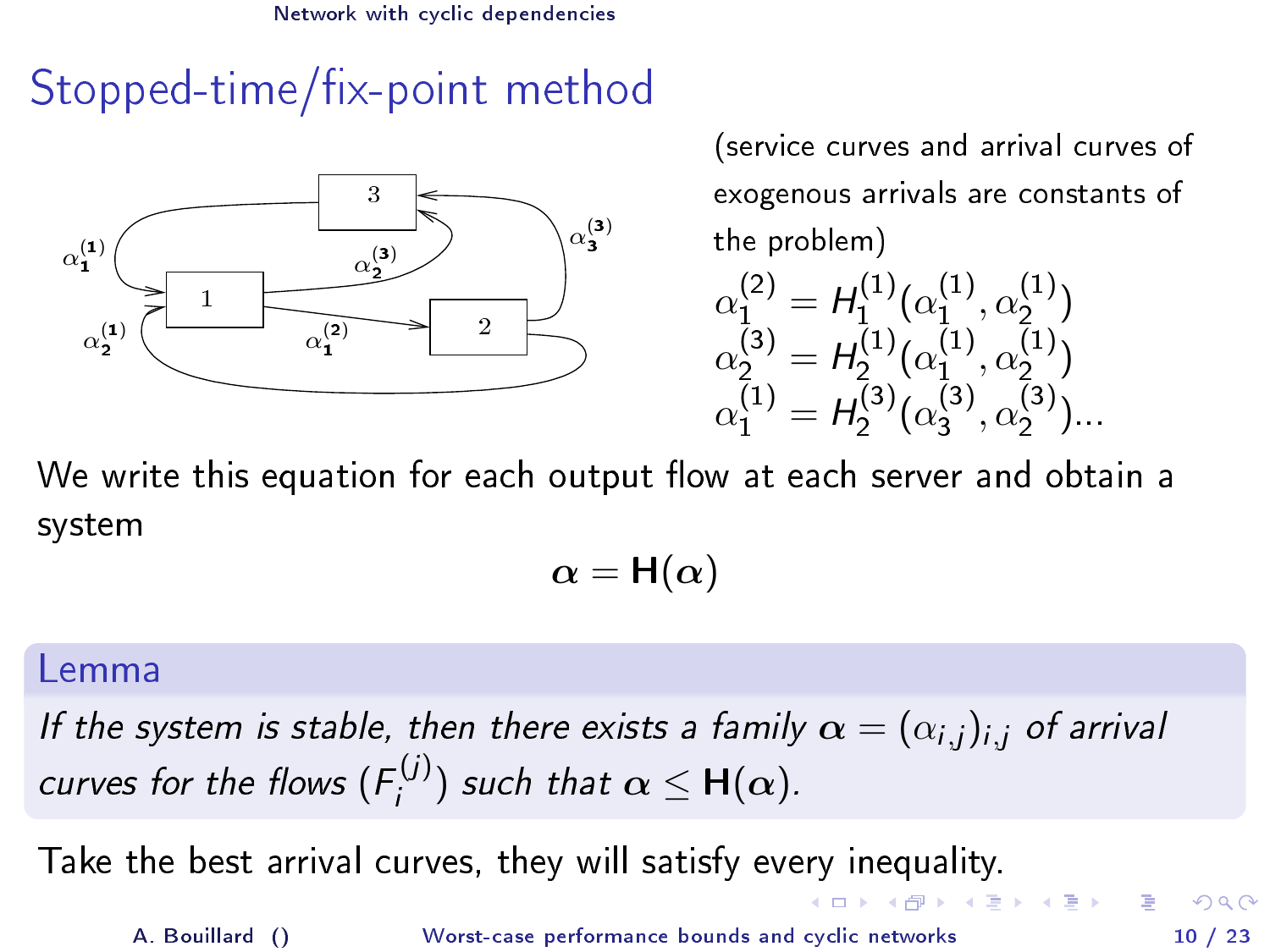# Stopped-time/fix-point method

(service curves and arrival curves of exogenous arrivals are constants of the problem)

$$\alpha_1^{(2)} = H_1^{(1)}(\alpha_1^{(1)}, \alpha_2^{(1)})$$
$$\alpha_2^{(3)} = H_2^{(1)}(\alpha_1^{(1)}, \alpha_2^{(1)})$$
$$\alpha_1^{(1)} = H_2^{(3)}(\alpha_3^{(3)}, \alpha_2^{(3)})\ldots$$

We write this equation for each output flow at each server and obtain a system

$$\boldsymbol{\alpha} = \mathbf{H}(\boldsymbol{\alpha})$$

## Lemma

*If the system is stable, then there exists a family $\boldsymbol{\alpha} = (\alpha_{i,j})_{i,j}$ of arrival curves for the flows $(F_i^{(j)})$ such that $\boldsymbol{\alpha} \leq \mathbf{H}(\boldsymbol{\alpha})$.*

Take the best arrival curves, they will satisfy every inequality.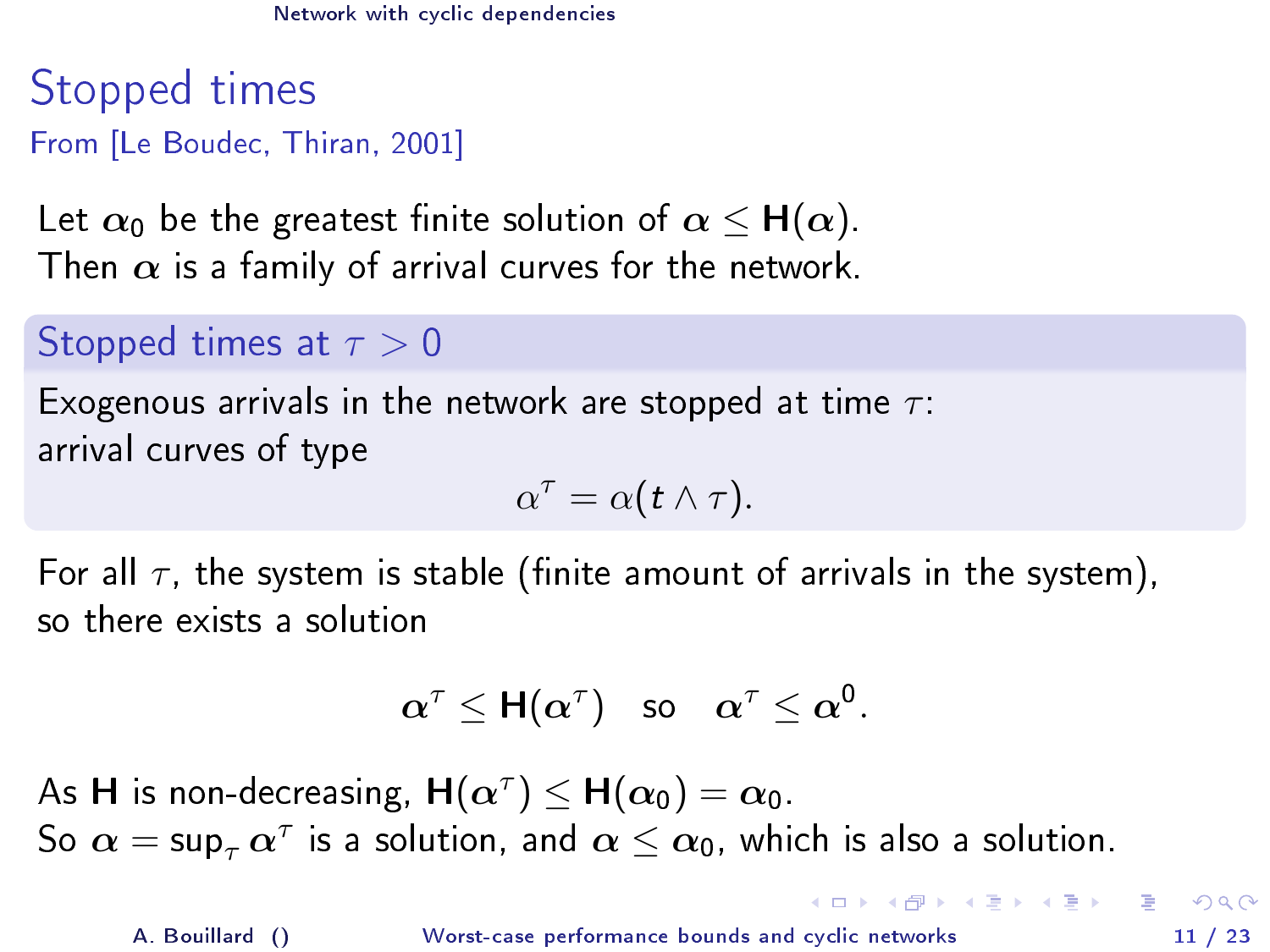# Stopped times

From [Le Boudec, Thiran, 2001]

Let $\boldsymbol{\alpha}_0$ be the greatest finite solution of $\boldsymbol{\alpha} \leq \mathbf{H}(\boldsymbol{\alpha})$.
Then $\boldsymbol{\alpha}$ is a family of arrival curves for the network.

## Stopped times at $\tau > 0$

Exogenous arrivals in the network are stopped at time $\tau$:
arrival curves of type

$$\alpha^\tau = \alpha(t \wedge \tau).$$

For all $\tau$, the system is stable (finite amount of arrivals in the system), so there exists a solution

$$\boldsymbol{\alpha}^\tau \leq \mathbf{H}(\boldsymbol{\alpha}^\tau) \quad \text{so} \quad \boldsymbol{\alpha}^\tau \leq \boldsymbol{\alpha}^0.$$

As $\mathbf{H}$ is non-decreasing, $\mathbf{H}(\boldsymbol{\alpha}^\tau) \leq \mathbf{H}(\boldsymbol{\alpha}_0) = \boldsymbol{\alpha}_0$.
So $\boldsymbol{\alpha} = \sup_\tau \boldsymbol{\alpha}^\tau$ is a solution, and $\boldsymbol{\alpha} \leq \boldsymbol{\alpha}_0$, which is also a solution.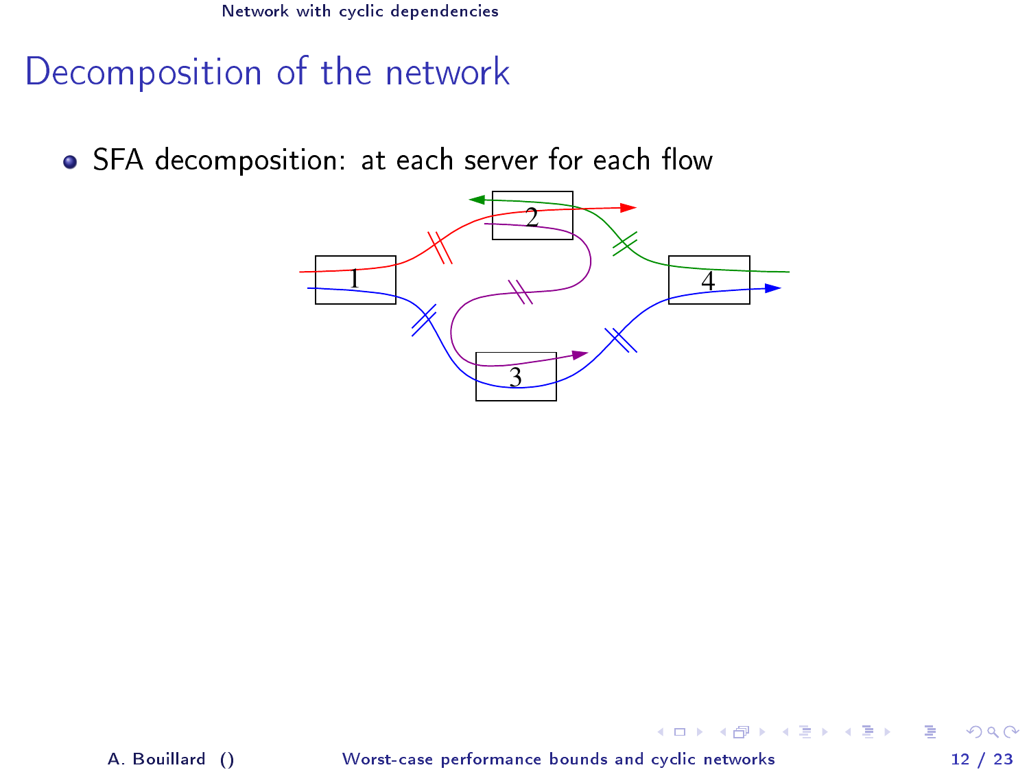## Decomposition of the network

- SFA decomposition: at each server for each flow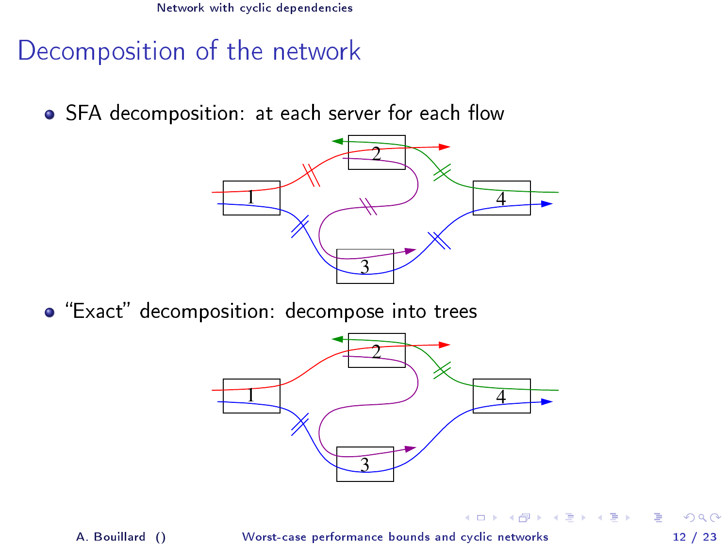# Decomposition of the network

- SFA decomposition: at each server for each flow
- "Exact" decomposition: decompose into trees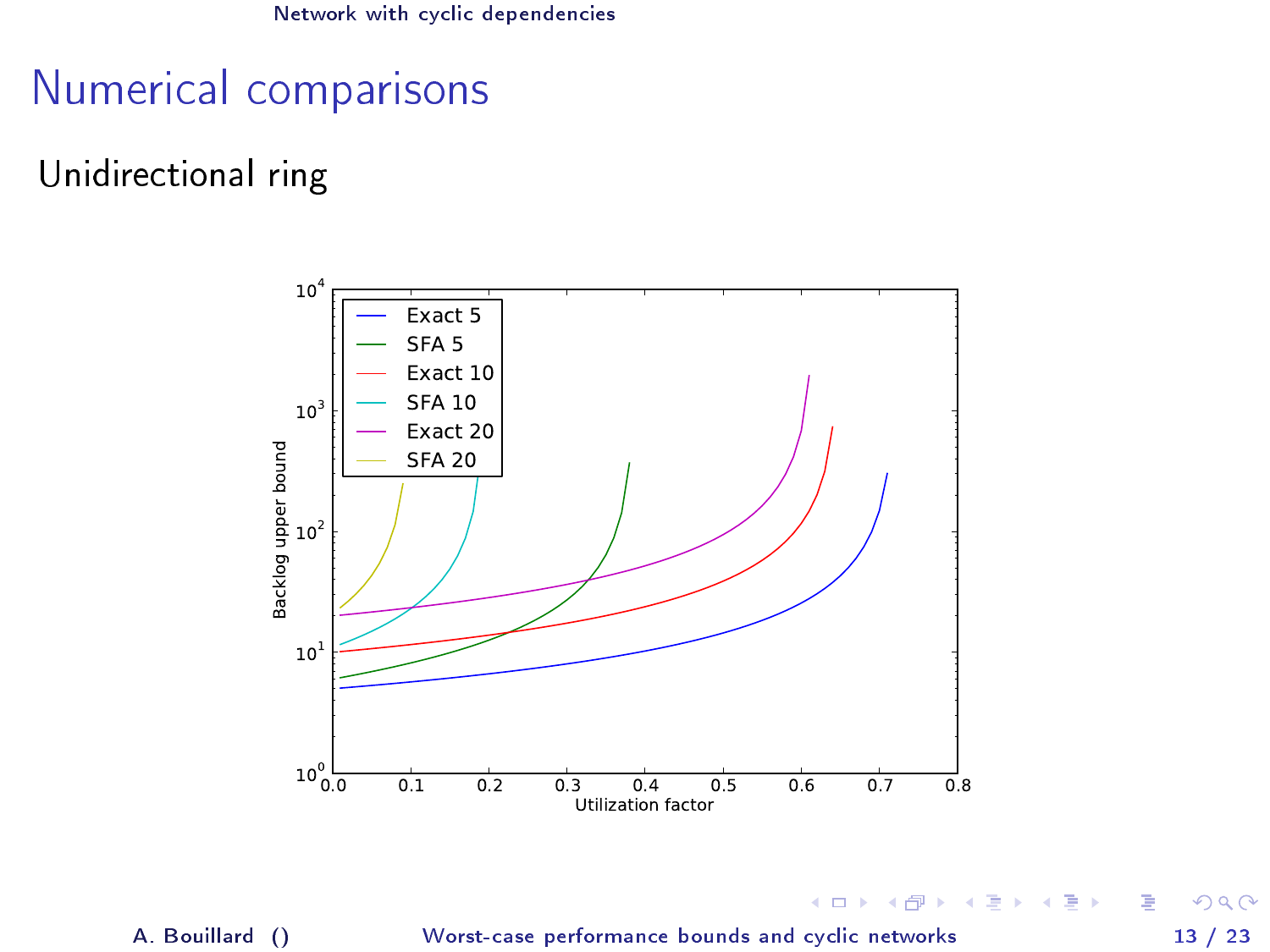# Numerical comparisons

## Unidirectional ring

Backlog upper bound (log scale, $10^0$ to $10^4$) vs. Utilization factor (0.0 to 0.8)

Legend: Exact 5, SFA 5, Exact 10, SFA 10, Exact 20, SFA 20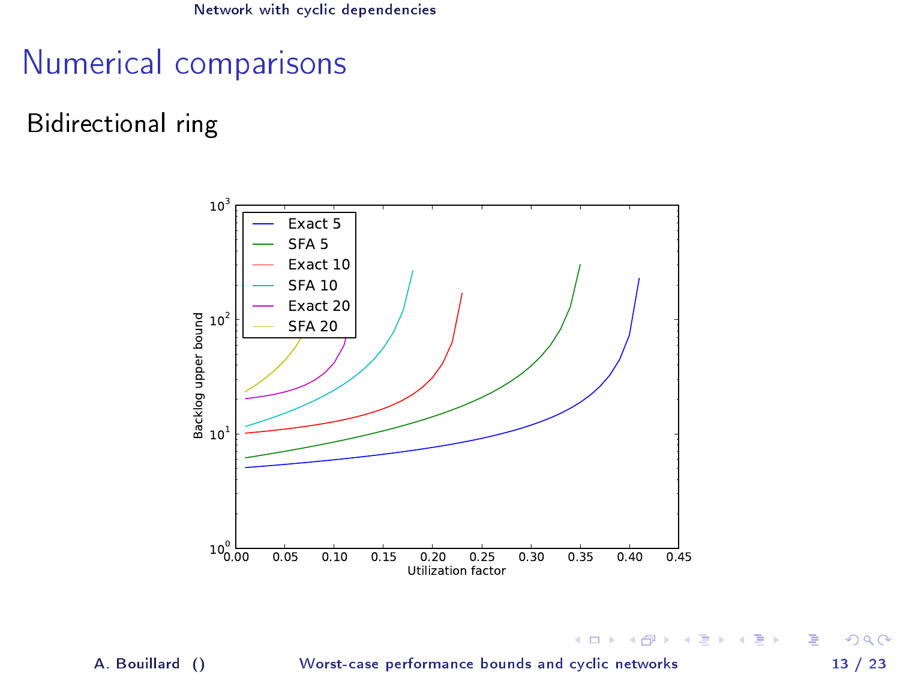# Numerical comparisons

## Bidirectional ring

| Legend |
|---|
| Exact 5 |
| SFA 5 |
| Exact 10 |
| SFA 10 |
| Exact 20 |
| SFA 20 |

Backlog upper bound ($10^0$ to $10^3$, log scale) vs. Utilization factor (0.00 to 0.45)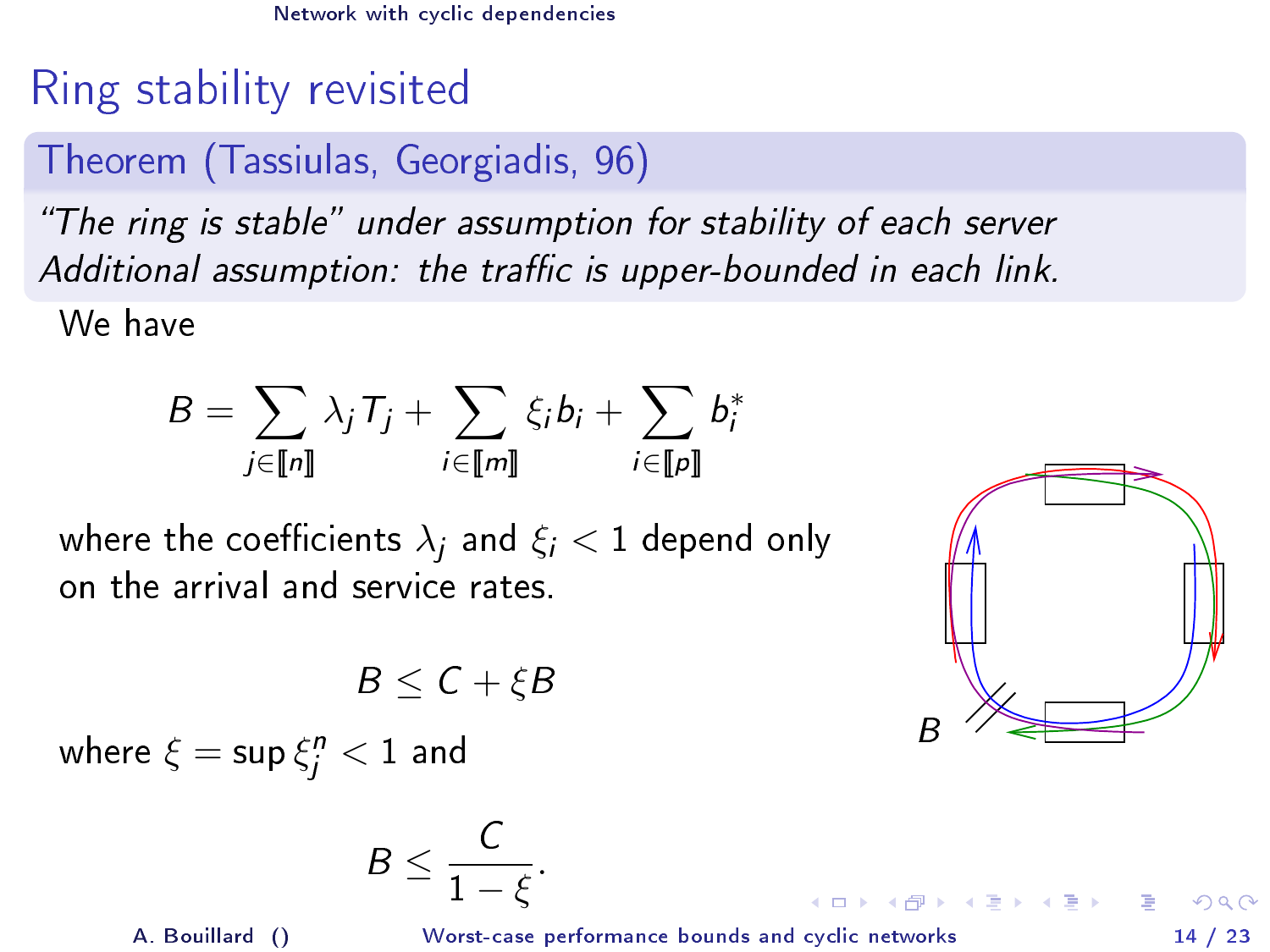# Ring stability revisited

## Theorem (Tassiulas, Georgiadis, 96)

*"The ring is stable" under assumption for stability of each server*
*Additional assumption: the traffic is upper-bounded in each link.*

We have

$$B = \sum_{j \in [\![n]\!]} \lambda_j T_j + \sum_{i \in [\![m]\!]} \xi_i b_i + \sum_{i \in [\![p]\!]} b_i^*$$

where the coefficients $\lambda_j$ and $\xi_i < 1$ depend only on the arrival and service rates.

$$B \leq C + \xi B$$

where $\xi = \sup \xi_j^n < 1$ and

$$B \leq \frac{C}{1 - \xi}.$$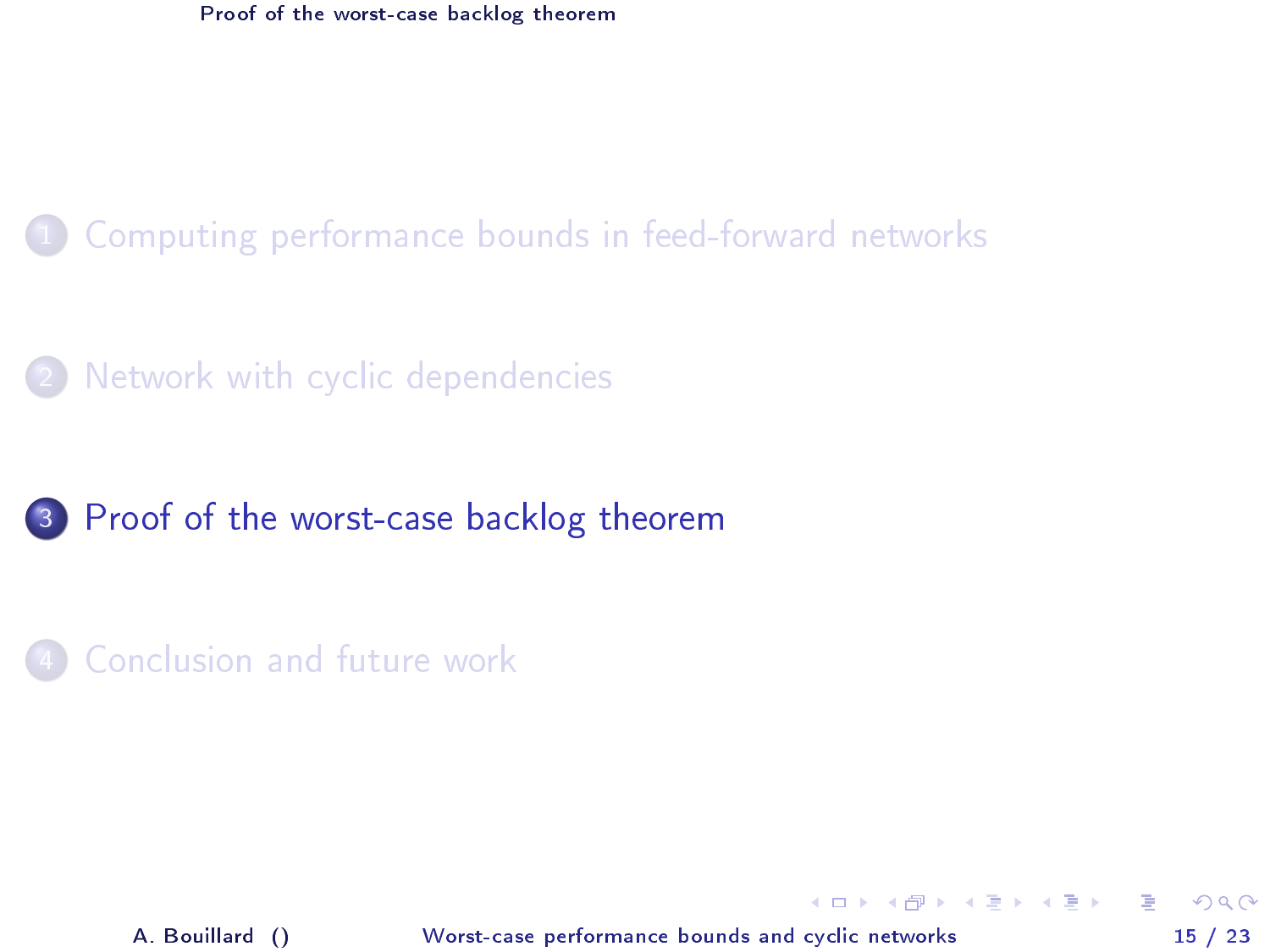1. Computing performance bounds in feed-forward networks
2. Network with cyclic dependencies
3. **Proof of the worst-case backlog theorem**
4. Conclusion and future work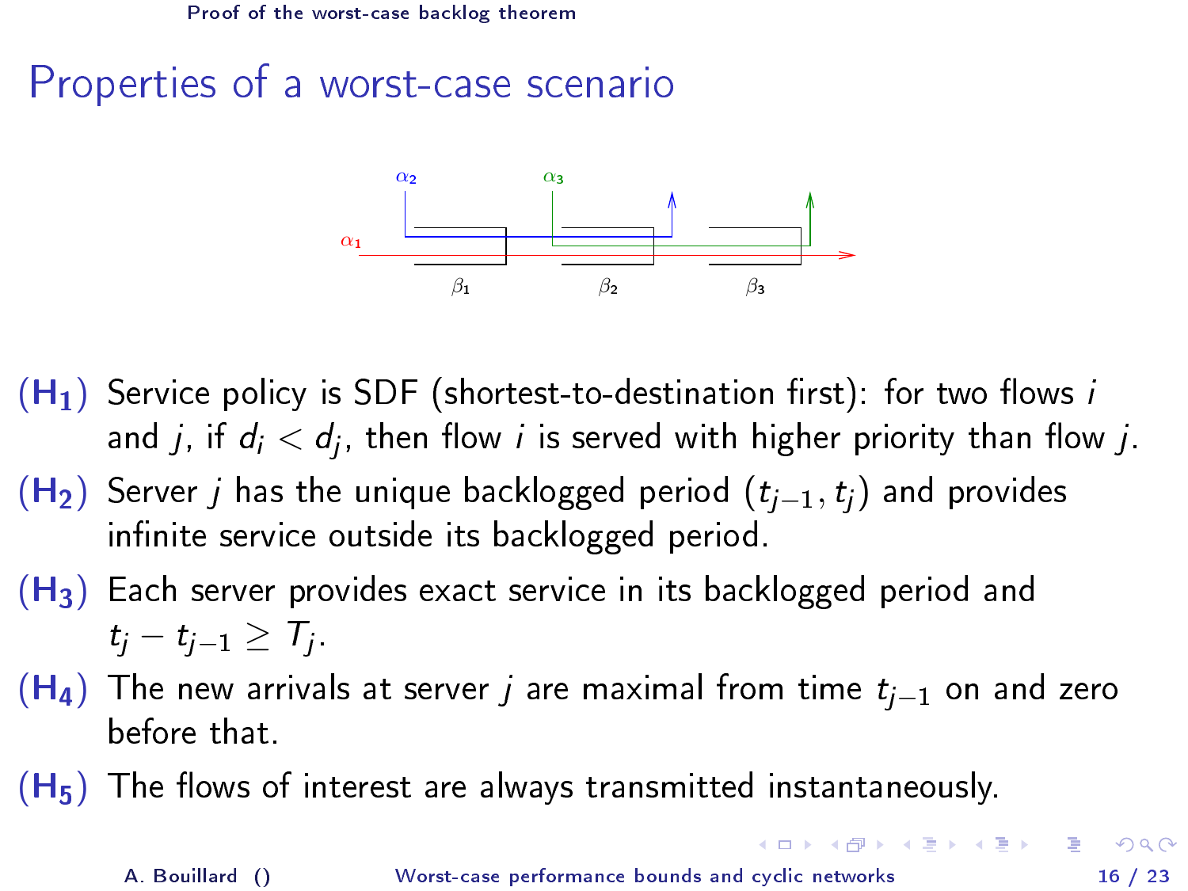# Properties of a worst-case scenario

- **($H_1$)** Service policy is SDF (shortest-to-destination first): for two flows $i$ and $j$, if $d_i < d_j$, then flow $i$ is served with higher priority than flow $j$.
- **($H_2$)** Server $j$ has the unique backlogged period $(t_{j-1}, t_j)$ and provides infinite service outside its backlogged period.
- **($H_3$)** Each server provides exact service in its backlogged period and $t_j - t_{j-1} \geq T_j$.
- **($H_4$)** The new arrivals at server $j$ are maximal from time $t_{j-1}$ on and zero before that.
- **($H_5$)** The flows of interest are always transmitted instantaneously.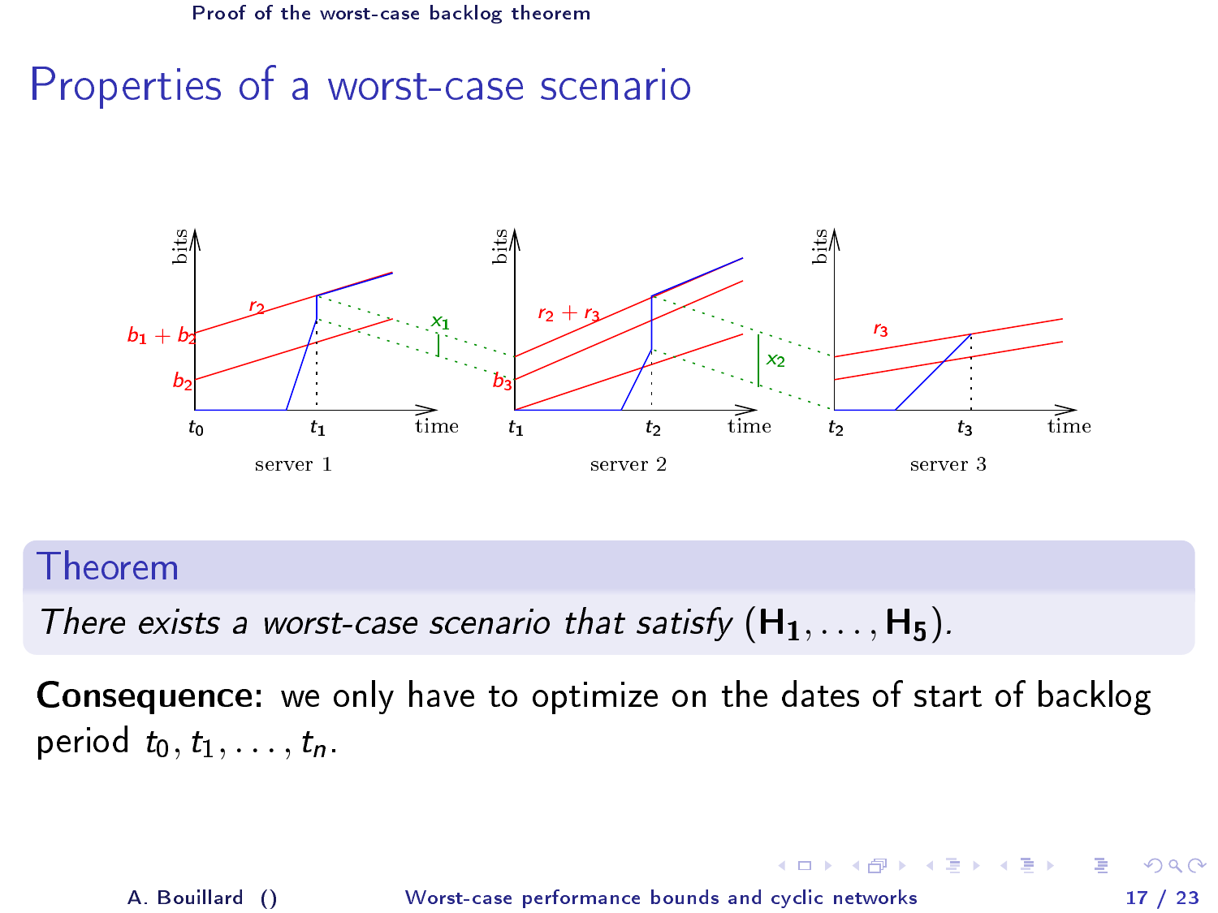# Properties of a worst-case scenario

## Theorem

*There exists a worst-case scenario that satisfy* $(\mathbf{H_1}, \dots, \mathbf{H_5})$.

**Consequence:** we only have to optimize on the dates of start of backlog period $t_0, t_1, \dots, t_n$.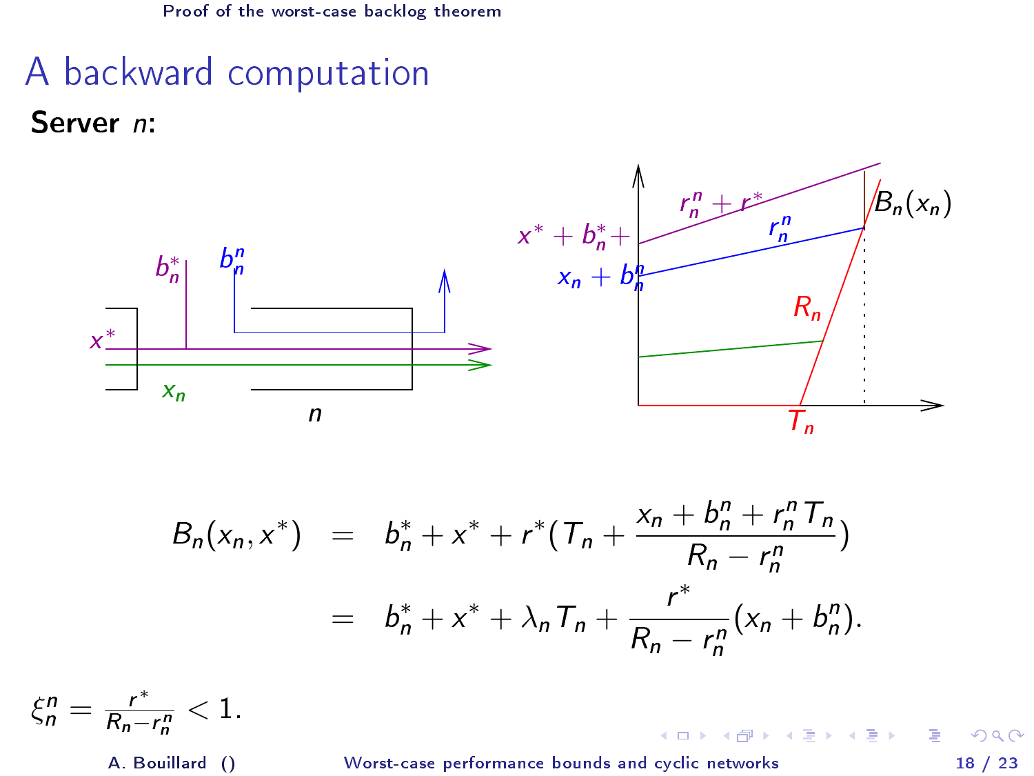# A backward computation

**Server $n$:**

$$B_n(x_n, x^*) = b_n^* + x^* + r^*(T_n + \frac{x_n + b_n^n + r_n^n T_n}{R_n - r_n^n})$$

$$= b_n^* + x^* + \lambda_n T_n + \frac{r^*}{R_n - r_n^n}(x_n + b_n^n).$$

$\xi_n^n = \frac{r^*}{R_n - r_n^n} < 1.$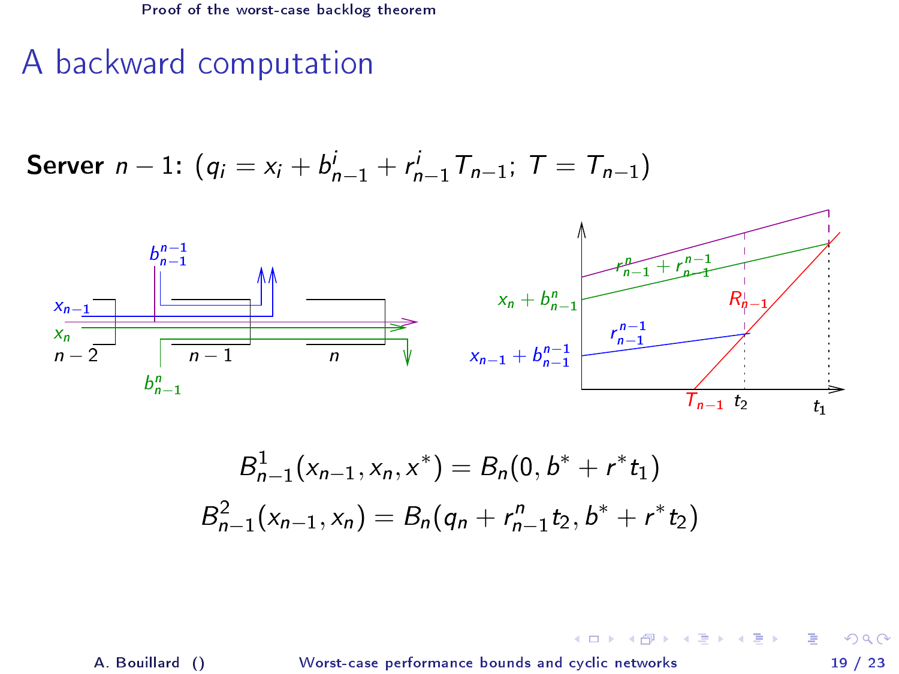# A backward computation

**Server** $n-1$: $(q_i = x_i + b^i_{n-1} + r^i_{n-1} T_{n-1};\ T = T_{n-1})$

$$B^1_{n-1}(x_{n-1}, x_n, x^*) = B_n(0, b^* + r^* t_1)$$

$$B^2_{n-1}(x_{n-1}, x_n) = B_n(q_n + r^n_{n-1} t_2, b^* + r^* t_2)$$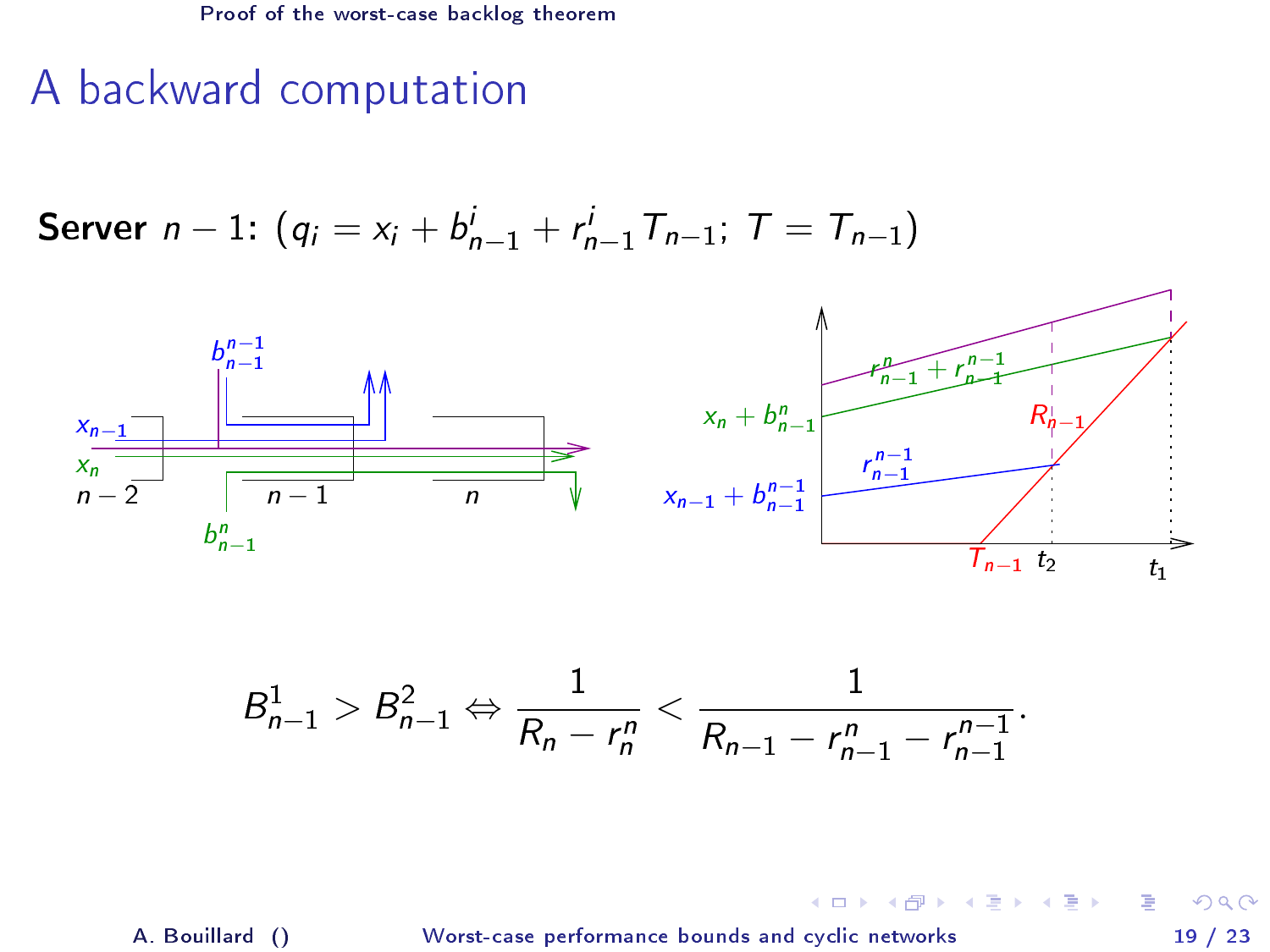# A backward computation

**Server** $n-1$: $(q_i = x_i + b^i_{n-1} + r^i_{n-1} T_{n-1};\ T = T_{n-1})$

$$B^1_{n-1} > B^2_{n-1} \Leftrightarrow \frac{1}{R_n - r^n_n} < \frac{1}{R_{n-1} - r^n_{n-1} - r^{n-1}_{n-1}}.$$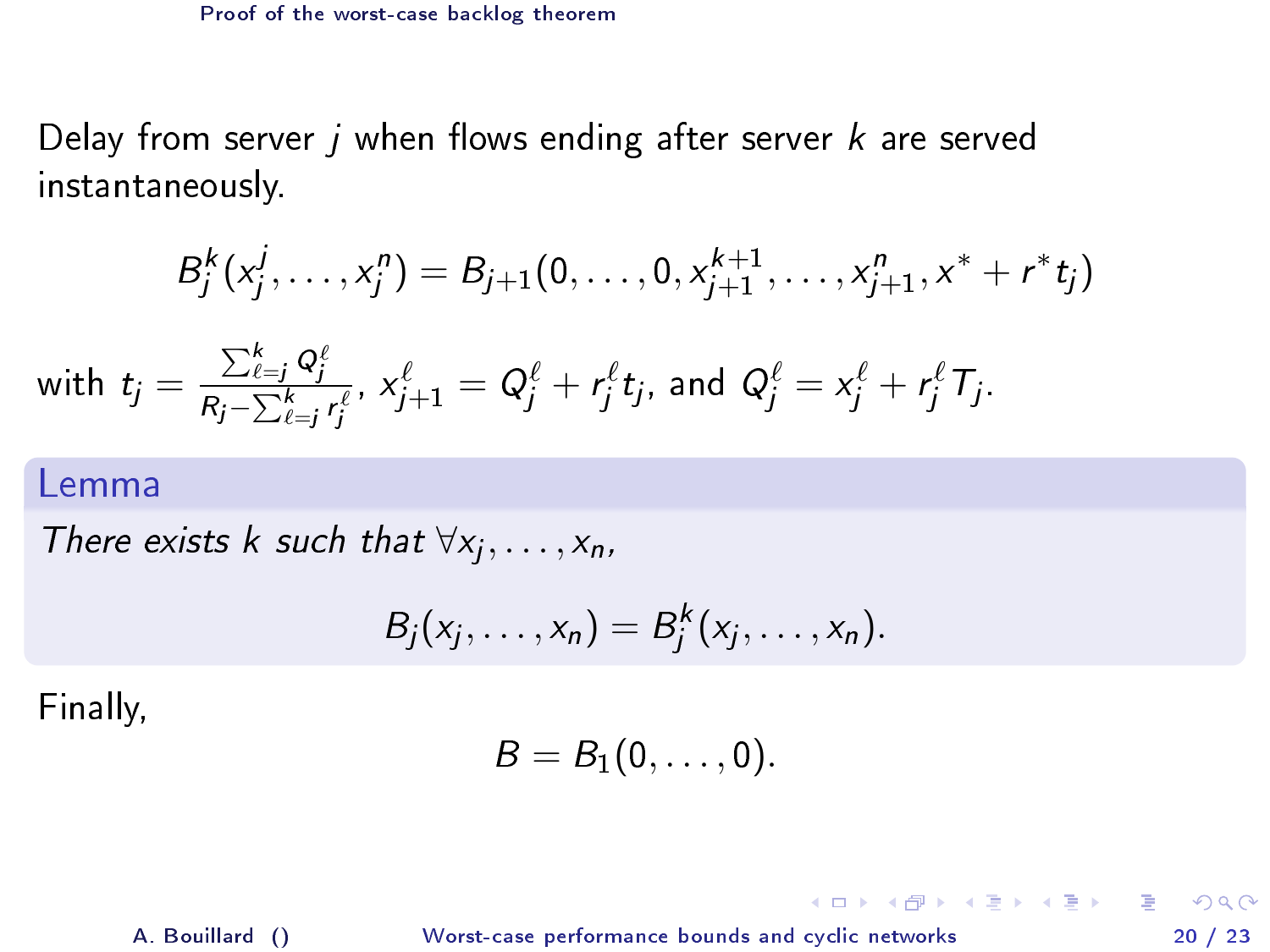## Proof of the worst-case backlog theorem

Delay from server $j$ when flows ending after server $k$ are served instantaneously.

$$B_j^k(x_j^j, \dots, x_j^n) = B_{j+1}(0, \dots, 0, x_{j+1}^{k+1}, \dots, x_{j+1}^n, x^* + r^* t_j)$$

with $t_j = \frac{\sum_{\ell=j}^k Q_j^\ell}{R_j - \sum_{\ell=j}^k r_j^\ell}$, $x_{j+1}^\ell = Q_j^\ell + r_j^\ell t_j$, and $Q_j^\ell = x_j^\ell + r_j^\ell T_j$.

**Lemma**

*There exists $k$ such that $\forall x_j, \dots, x_n$,*

$$B_j(x_j, \dots, x_n) = B_j^k(x_j, \dots, x_n).$$

Finally,

$$B = B_1(0, \dots, 0).$$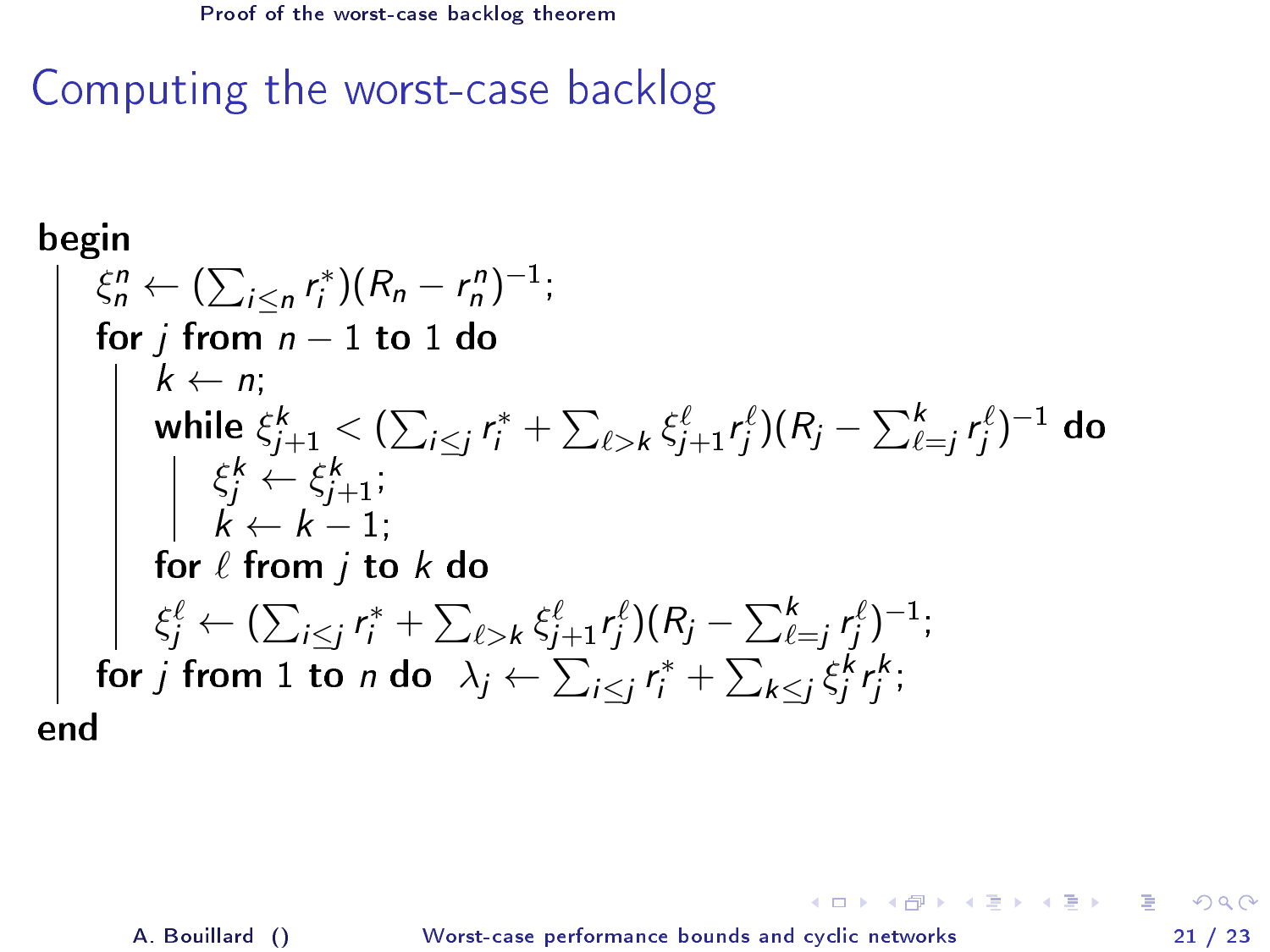## Computing the worst-case backlog

**begin**

$\xi_n^n \leftarrow (\sum_{i\leq n} r_i^*)(R_n - r_n^n)^{-1}$;

**for** $j$ **from** $n-1$ **to** $1$ **do**

  $k \leftarrow n$;

  **while** $\xi_{j+1}^k < (\sum_{i\leq j} r_i^* + \sum_{\ell > k} \xi_{j+1}^\ell r_j^\ell)(R_j - \sum_{\ell=j}^k r_j^\ell)^{-1}$ **do**

    $\xi_j^k \leftarrow \xi_{j+1}^k$;

    $k \leftarrow k-1$;

  **for** $\ell$ **from** $j$ **to** $k$ **do**

  $\xi_j^\ell \leftarrow (\sum_{i\leq j} r_i^* + \sum_{\ell > k} \xi_{j+1}^\ell r_j^\ell)(R_j - \sum_{\ell=j}^k r_j^\ell)^{-1}$;

**for** $j$ **from** $1$ **to** $n$ **do** $\lambda_j \leftarrow \sum_{i\leq j} r_i^* + \sum_{k\leq j} \xi_j^k r_j^k$;

**end**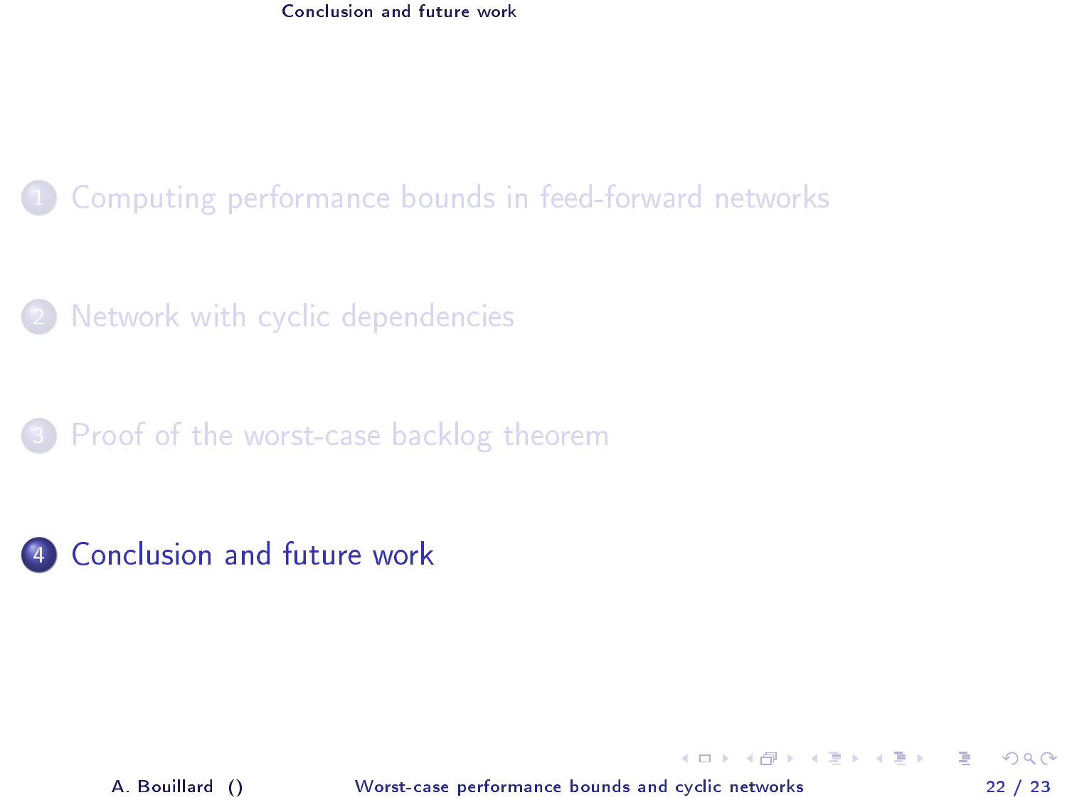1. Computing performance bounds in feed-forward networks

2. Network with cyclic dependencies

3. Proof of the worst-case backlog theorem

4. Conclusion and future work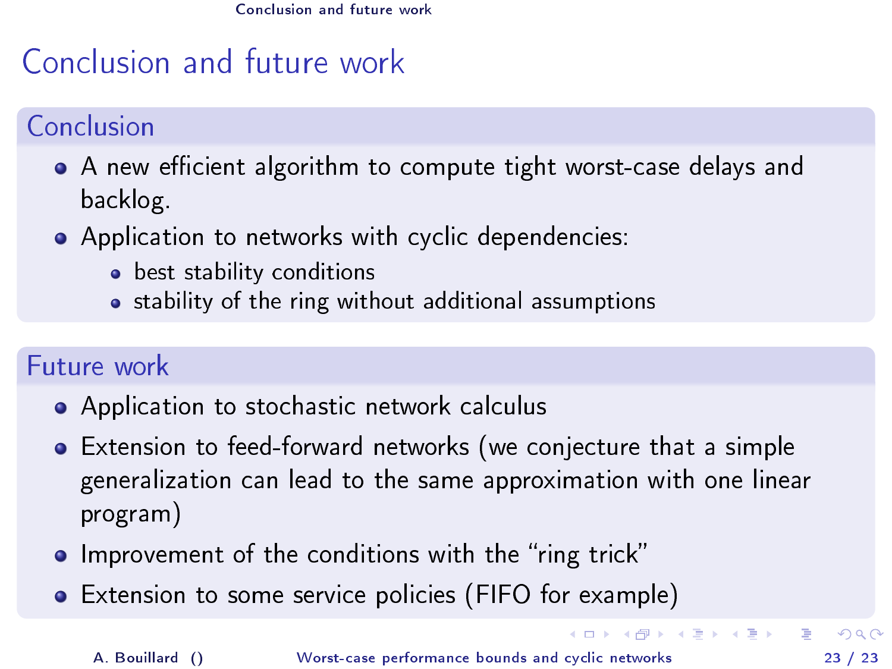# Conclusion and future work

## Conclusion

- A new efficient algorithm to compute tight worst-case delays and backlog.
- Application to networks with cyclic dependencies:
  - best stability conditions
  - stability of the ring without additional assumptions

## Future work

- Application to stochastic network calculus
- Extension to feed-forward networks (we conjecture that a simple generalization can lead to the same approximation with one linear program)
- Improvement of the conditions with the “ring trick”
- Extension to some service policies (FIFO for example)